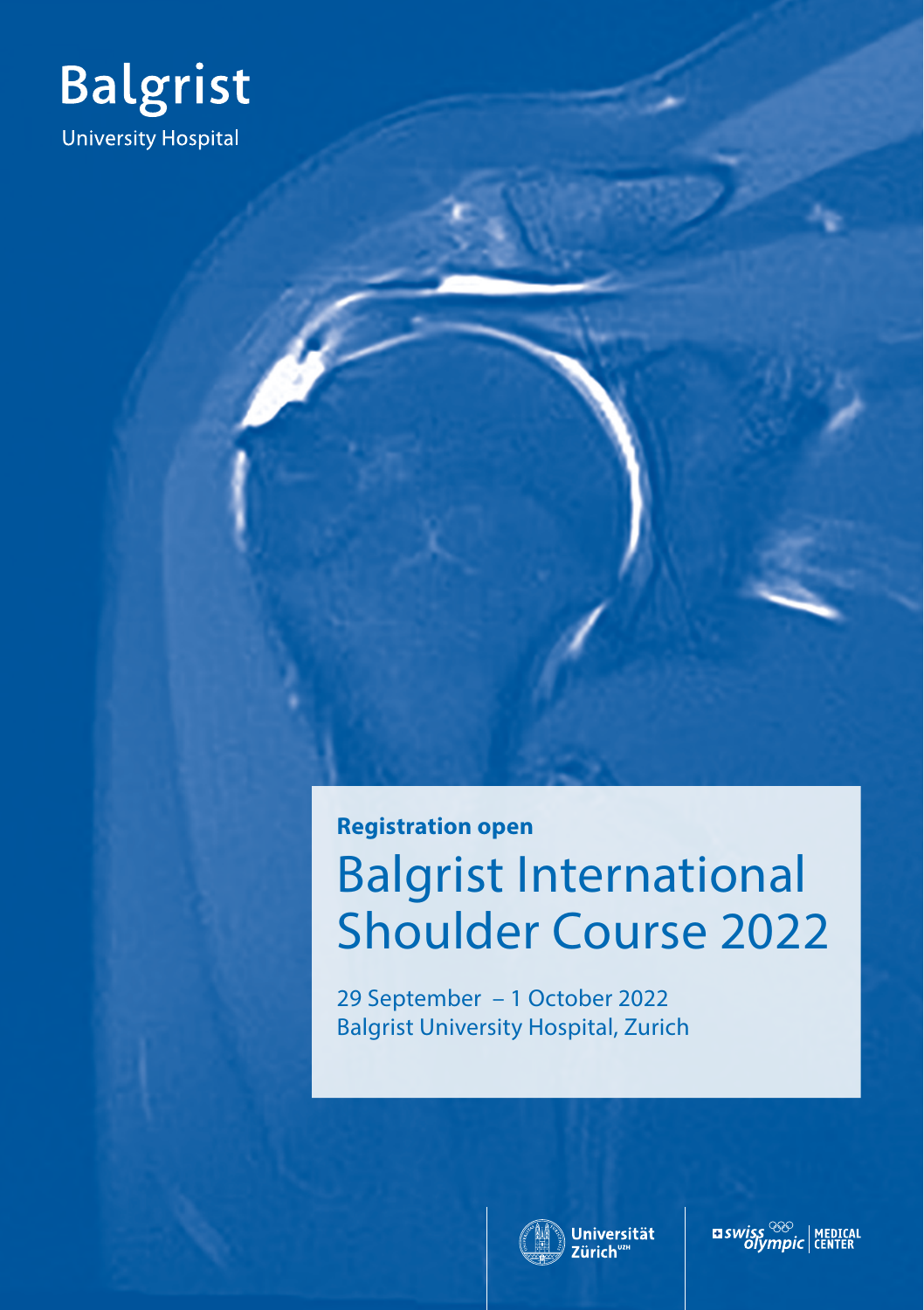Balgrist

University Hospital

**Registration open**

# Balgrist International Shoulder Course 2022

29 September – 1 October 2022
Balgrist University Hospital, Zurich

Universität Zürich[UZH]

swiss olympic | MEDICAL CENTER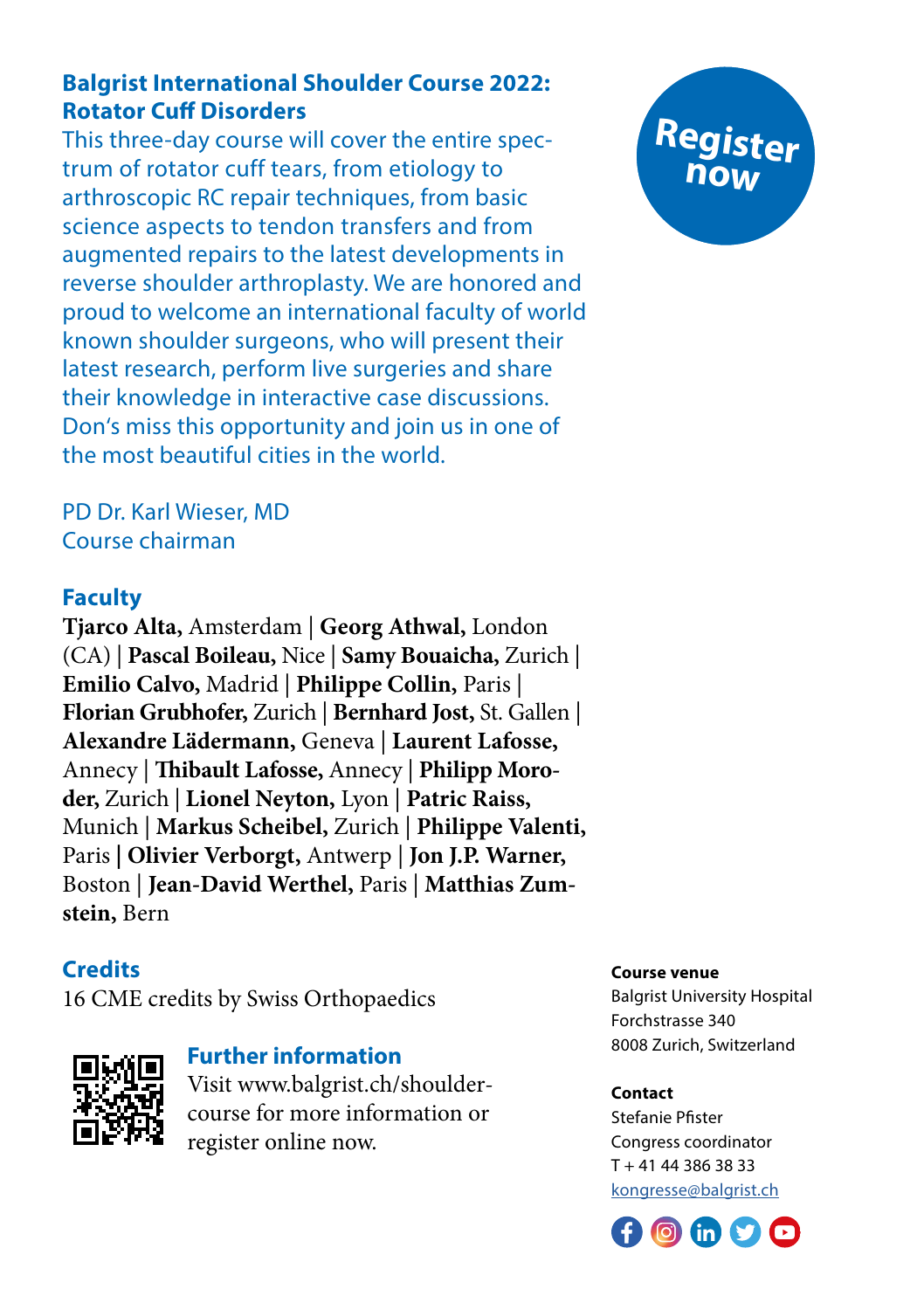## Balgrist International Shoulder Course 2022: Rotator Cuff Disorders

This three-day course will cover the entire spectrum of rotator cuff tears, from etiology to arthroscopic RC repair techniques, from basic science aspects to tendon transfers and from augmented repairs to the latest developments in reverse shoulder arthroplasty. We are honored and proud to welcome an international faculty of world known shoulder surgeons, who will present their latest research, perform live surgeries and share their knowledge in interactive case discussions. Don's miss this opportunity and join us in one of the most beautiful cities in the world.

PD Dr. Karl Wieser, MD
Course chairman

**Register now**

## Faculty

**Tjarco Alta,** Amsterdam | **Georg Athwal,** London (CA) | **Pascal Boileau,** Nice | **Samy Bouaicha,** Zurich | **Emilio Calvo,** Madrid | **Philippe Collin,** Paris | **Florian Grubhofer,** Zurich | **Bernhard Jost,** St. Gallen | **Alexandre Lädermann,** Geneva | **Laurent Lafosse,** Annecy | **Thibault Lafosse,** Annecy | **Philipp Moroder,** Zurich | **Lionel Neyton,** Lyon | **Patric Raiss,** Munich | **Markus Scheibel,** Zurich | **Philippe Valenti,** Paris | **Olivier Verborgt,** Antwerp | **Jon J.P. Warner,** Boston | **Jean-David Werthel,** Paris | **Matthias Zumstein,** Bern

## Credits

16 CME credits by Swiss Orthopaedics

## Further information

Visit www.balgrist.ch/shoulder-course for more information or register online now.

**Course venue**
Balgrist University Hospital
Forchstrasse 340
8008 Zurich, Switzerland

**Contact**
Stefanie Pfister
Congress coordinator
T + 41 44 386 38 33
kongresse@balgrist.ch